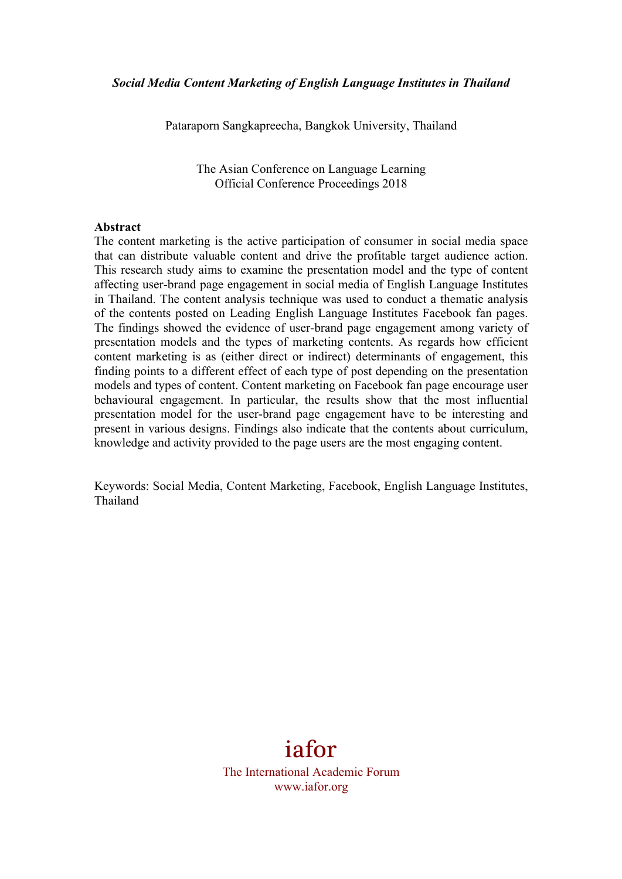***Social Media Content Marketing of English Language Institutes in Thailand***

Pataraporn Sangkapreecha, Bangkok University, Thailand

The Asian Conference on Language Learning
Official Conference Proceedings 2018

**Abstract**

The content marketing is the active participation of consumer in social media space that can distribute valuable content and drive the profitable target audience action. This research study aims to examine the presentation model and the type of content affecting user-brand page engagement in social media of English Language Institutes in Thailand. The content analysis technique was used to conduct a thematic analysis of the contents posted on Leading English Language Institutes Facebook fan pages. The findings showed the evidence of user-brand page engagement among variety of presentation models and the types of marketing contents. As regards how efficient content marketing is as (either direct or indirect) determinants of engagement, this finding points to a different effect of each type of post depending on the presentation models and types of content. Content marketing on Facebook fan page encourage user behavioural engagement. In particular, the results show that the most influential presentation model for the user-brand page engagement have to be interesting and present in various designs. Findings also indicate that the contents about curriculum, knowledge and activity provided to the page users are the most engaging content.

Keywords: Social Media, Content Marketing, Facebook, English Language Institutes, Thailand

iafor
The International Academic Forum
www.iafor.org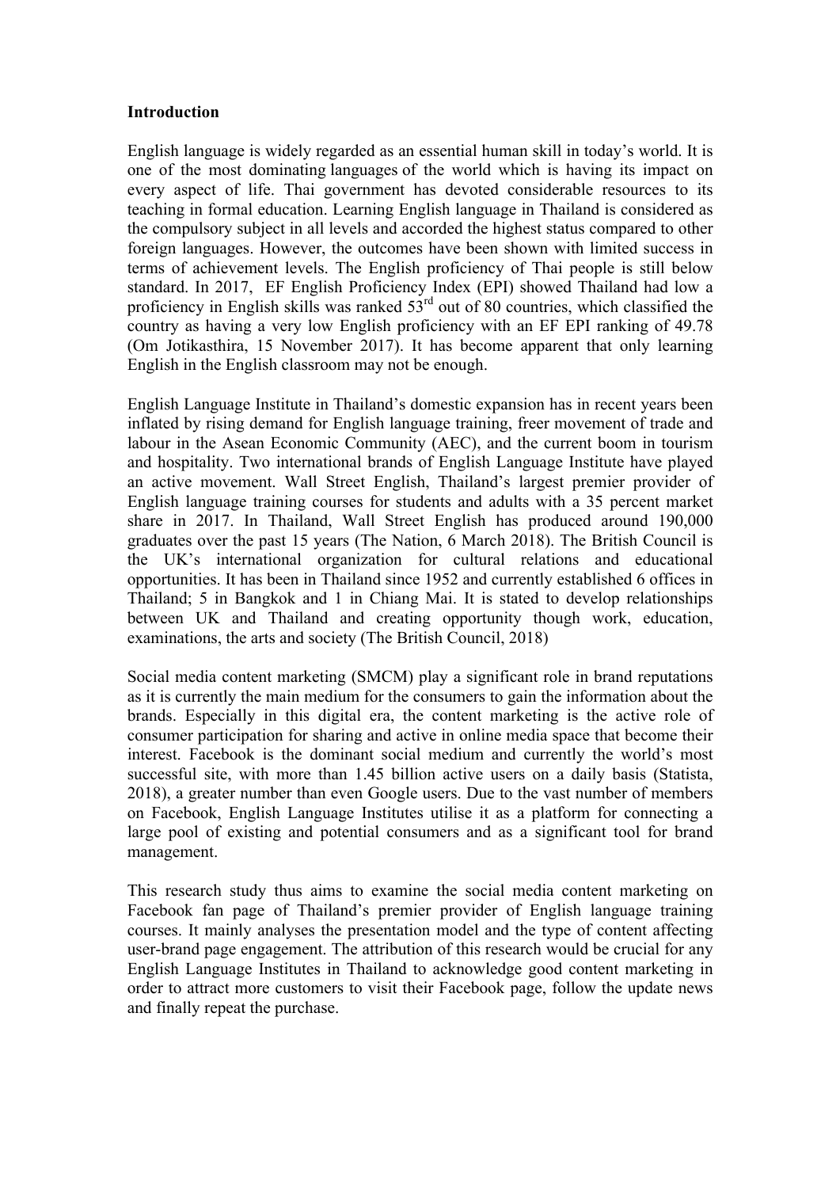**Introduction**

English language is widely regarded as an essential human skill in today's world. It is one of the most dominating languages of the world which is having its impact on every aspect of life. Thai government has devoted considerable resources to its teaching in formal education. Learning English language in Thailand is considered as the compulsory subject in all levels and accorded the highest status compared to other foreign languages. However, the outcomes have been shown with limited success in terms of achievement levels. The English proficiency of Thai people is still below standard. In 2017, EF English Proficiency Index (EPI) showed Thailand had low a proficiency in English skills was ranked 53rd out of 80 countries, which classified the country as having a very low English proficiency with an EF EPI ranking of 49.78 (Om Jotikasthira, 15 November 2017). It has become apparent that only learning English in the English classroom may not be enough.

English Language Institute in Thailand's domestic expansion has in recent years been inflated by rising demand for English language training, freer movement of trade and labour in the Asean Economic Community (AEC), and the current boom in tourism and hospitality. Two international brands of English Language Institute have played an active movement. Wall Street English, Thailand's largest premier provider of English language training courses for students and adults with a 35 percent market share in 2017. In Thailand, Wall Street English has produced around 190,000 graduates over the past 15 years (The Nation, 6 March 2018). The British Council is the UK's international organization for cultural relations and educational opportunities. It has been in Thailand since 1952 and currently established 6 offices in Thailand; 5 in Bangkok and 1 in Chiang Mai. It is stated to develop relationships between UK and Thailand and creating opportunity though work, education, examinations, the arts and society (The British Council, 2018)

Social media content marketing (SMCM) play a significant role in brand reputations as it is currently the main medium for the consumers to gain the information about the brands. Especially in this digital era, the content marketing is the active role of consumer participation for sharing and active in online media space that become their interest. Facebook is the dominant social medium and currently the world's most successful site, with more than 1.45 billion active users on a daily basis (Statista, 2018), a greater number than even Google users. Due to the vast number of members on Facebook, English Language Institutes utilise it as a platform for connecting a large pool of existing and potential consumers and as a significant tool for brand management.

This research study thus aims to examine the social media content marketing on Facebook fan page of Thailand's premier provider of English language training courses. It mainly analyses the presentation model and the type of content affecting user-brand page engagement. The attribution of this research would be crucial for any English Language Institutes in Thailand to acknowledge good content marketing in order to attract more customers to visit their Facebook page, follow the update news and finally repeat the purchase.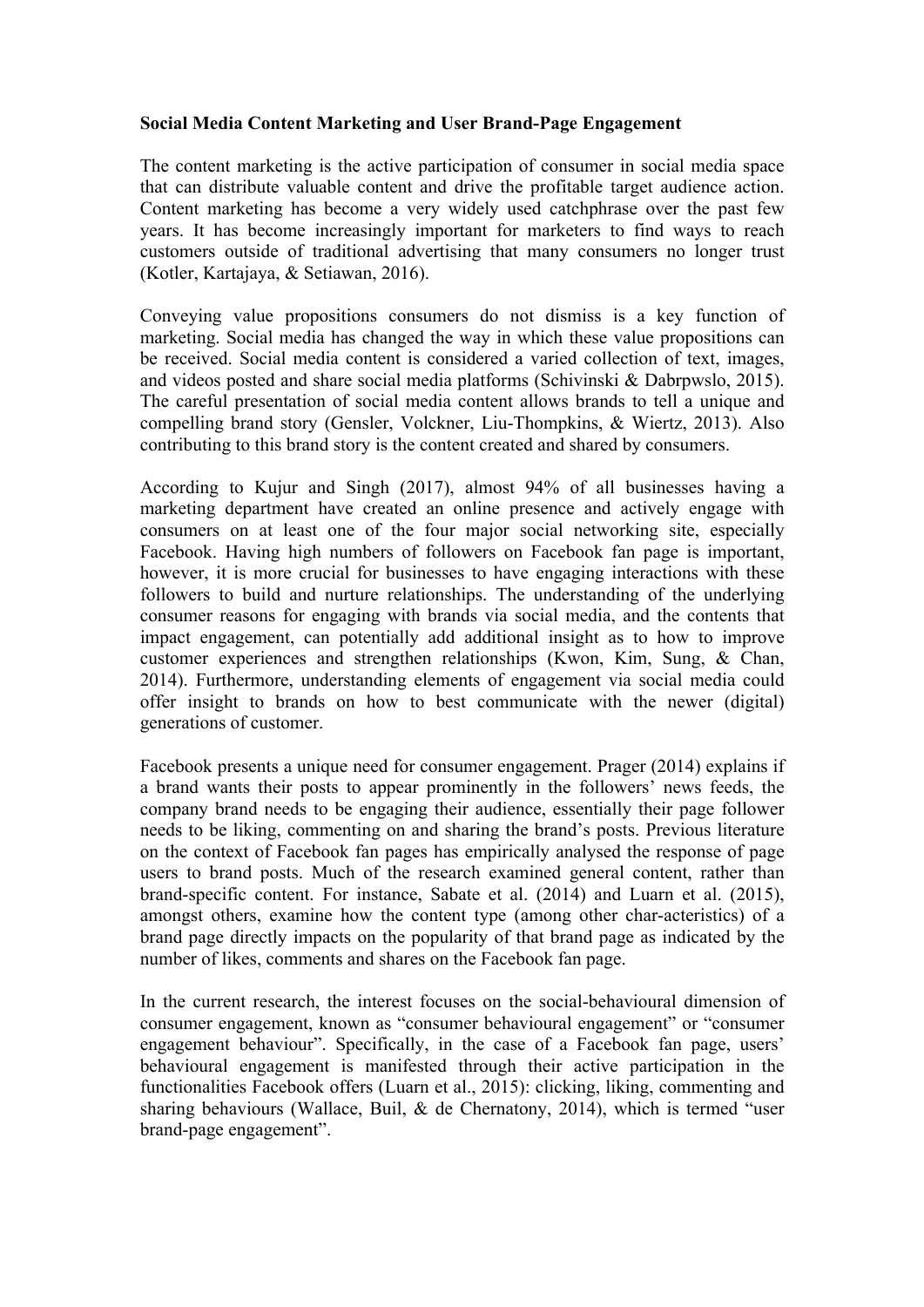**Social Media Content Marketing and User Brand-Page Engagement**

The content marketing is the active participation of consumer in social media space that can distribute valuable content and drive the profitable target audience action. Content marketing has become a very widely used catchphrase over the past few years. It has become increasingly important for marketers to find ways to reach customers outside of traditional advertising that many consumers no longer trust (Kotler, Kartajaya, & Setiawan, 2016).

Conveying value propositions consumers do not dismiss is a key function of marketing. Social media has changed the way in which these value propositions can be received. Social media content is considered a varied collection of text, images, and videos posted and share social media platforms (Schivinski & Dabrpwslo, 2015). The careful presentation of social media content allows brands to tell a unique and compelling brand story (Gensler, Volckner, Liu-Thompkins, & Wiertz, 2013). Also contributing to this brand story is the content created and shared by consumers.

According to Kujur and Singh (2017), almost 94% of all businesses having a marketing department have created an online presence and actively engage with consumers on at least one of the four major social networking site, especially Facebook. Having high numbers of followers on Facebook fan page is important, however, it is more crucial for businesses to have engaging interactions with these followers to build and nurture relationships. The understanding of the underlying consumer reasons for engaging with brands via social media, and the contents that impact engagement, can potentially add additional insight as to how to improve customer experiences and strengthen relationships (Kwon, Kim, Sung, & Chan, 2014). Furthermore, understanding elements of engagement via social media could offer insight to brands on how to best communicate with the newer (digital) generations of customer.

Facebook presents a unique need for consumer engagement. Prager (2014) explains if a brand wants their posts to appear prominently in the followers' news feeds, the company brand needs to be engaging their audience, essentially their page follower needs to be liking, commenting on and sharing the brand's posts. Previous literature on the context of Facebook fan pages has empirically analysed the response of page users to brand posts. Much of the research examined general content, rather than brand-specific content. For instance, Sabate et al. (2014) and Luarn et al. (2015), amongst others, examine how the content type (among other char-acteristics) of a brand page directly impacts on the popularity of that brand page as indicated by the number of likes, comments and shares on the Facebook fan page.

In the current research, the interest focuses on the social-behavioural dimension of consumer engagement, known as "consumer behavioural engagement" or "consumer engagement behaviour". Specifically, in the case of a Facebook fan page, users' behavioural engagement is manifested through their active participation in the functionalities Facebook offers (Luarn et al., 2015): clicking, liking, commenting and sharing behaviours (Wallace, Buil, & de Chernatony, 2014), which is termed "user brand-page engagement".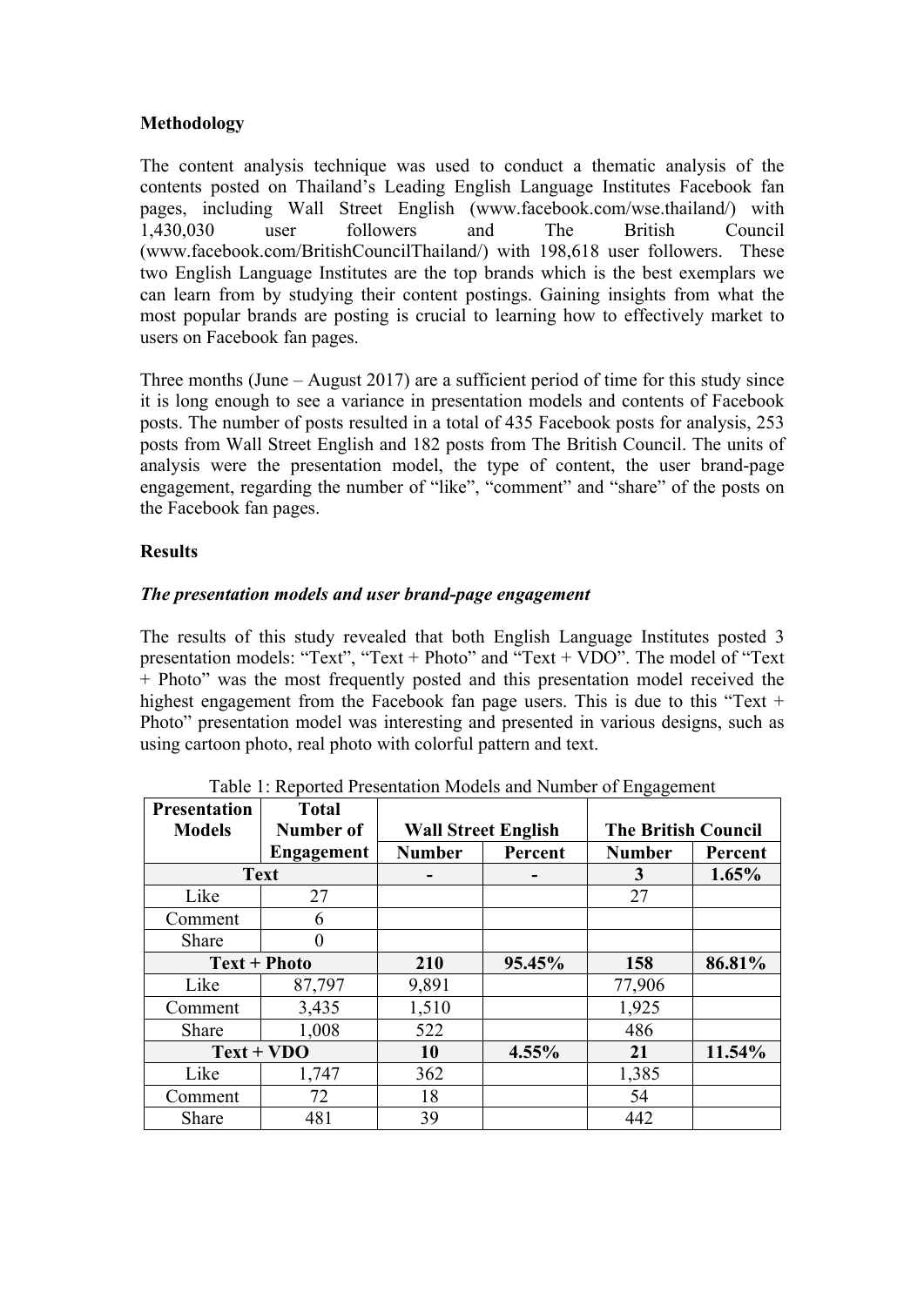**Methodology**

The content analysis technique was used to conduct a thematic analysis of the contents posted on Thailand's Leading English Language Institutes Facebook fan pages, including Wall Street English (www.facebook.com/wse.thailand/) with 1,430,030 user followers and The British Council (www.facebook.com/BritishCouncilThailand/) with 198,618 user followers. These two English Language Institutes are the top brands which is the best exemplars we can learn from by studying their content postings. Gaining insights from what the most popular brands are posting is crucial to learning how to effectively market to users on Facebook fan pages.

Three months (June – August 2017) are a sufficient period of time for this study since it is long enough to see a variance in presentation models and contents of Facebook posts. The number of posts resulted in a total of 435 Facebook posts for analysis, 253 posts from Wall Street English and 182 posts from The British Council. The units of analysis were the presentation model, the type of content, the user brand-page engagement, regarding the number of "like", "comment" and "share" of the posts on the Facebook fan pages.

**Results**

***The presentation models and user brand-page engagement***

The results of this study revealed that both English Language Institutes posted 3 presentation models: "Text", "Text + Photo" and "Text + VDO". The model of "Text + Photo" was the most frequently posted and this presentation model received the highest engagement from the Facebook fan page users. This is due to this "Text + Photo" presentation model was interesting and presented in various designs, such as using cartoon photo, real photo with colorful pattern and text.

Table 1: Reported Presentation Models and Number of Engagement

| Presentation Models | Total Number of Engagement | Wall Street English | | The British Council | |
|---|---|---|---|---|---|
| | | Number | Percent | Number | Percent |
| **Text** | | - | - | 3 | 1.65% |
| Like | 27 | | | 27 | |
| Comment | 6 | | | | |
| Share | 0 | | | | |
| **Text + Photo** | | 210 | 95.45% | 158 | 86.81% |
| Like | 87,797 | 9,891 | | 77,906 | |
| Comment | 3,435 | 1,510 | | 1,925 | |
| Share | 1,008 | 522 | | 486 | |
| **Text + VDO** | | 10 | 4.55% | 21 | 11.54% |
| Like | 1,747 | 362 | | 1,385 | |
| Comment | 72 | 18 | | 54 | |
| Share | 481 | 39 | | 442 | |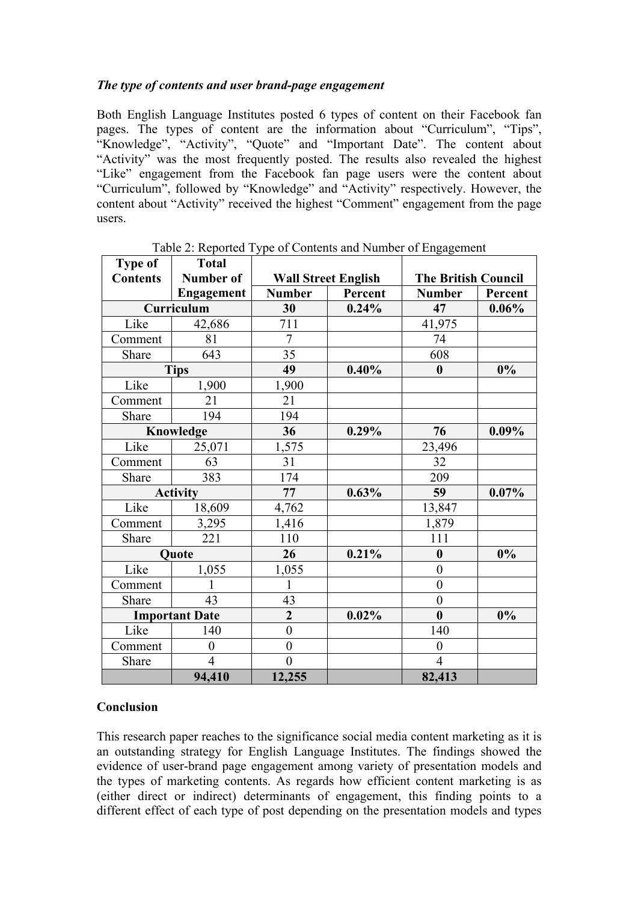*The type of contents and user brand-page engagement*

Both English Language Institutes posted 6 types of content on their Facebook fan pages. The types of content are the information about "Curriculum", "Tips", "Knowledge", "Activity", "Quote" and "Important Date". The content about "Activity" was the most frequently posted. The results also revealed the highest "Like" engagement from the Facebook fan page users were the content about "Curriculum", followed by "Knowledge" and "Activity" respectively. However, the content about "Activity" received the highest "Comment" engagement from the page users.

Table 2: Reported Type of Contents and Number of Engagement

| Type of Contents | Total Number of Engagement | Wall Street English | | The British Council | |
|---|---|---|---|---|---|
| | | **Number** | **Percent** | **Number** | **Percent** |
| **Curriculum** | | **30** | **0.24%** | **47** | **0.06%** |
| Like | 42,686 | 711 | | 41,975 | |
| Comment | 81 | 7 | | 74 | |
| Share | 643 | 35 | | 608 | |
| **Tips** | | **49** | **0.40%** | **0** | **0%** |
| Like | 1,900 | 1,900 | | | |
| Comment | 21 | 21 | | | |
| Share | 194 | 194 | | | |
| **Knowledge** | | **36** | **0.29%** | **76** | **0.09%** |
| Like | 25,071 | 1,575 | | 23,496 | |
| Comment | 63 | 31 | | 32 | |
| Share | 383 | 174 | | 209 | |
| **Activity** | | **77** | **0.63%** | **59** | **0.07%** |
| Like | 18,609 | 4,762 | | 13,847 | |
| Comment | 3,295 | 1,416 | | 1,879 | |
| Share | 221 | 110 | | 111 | |
| **Quote** | | **26** | **0.21%** | **0** | **0%** |
| Like | 1,055 | 1,055 | | 0 | |
| Comment | 1 | 1 | | 0 | |
| Share | 43 | 43 | | 0 | |
| **Important Date** | | **2** | **0.02%** | **0** | **0%** |
| Like | 140 | 0 | | 140 | |
| Comment | 0 | 0 | | 0 | |
| Share | 4 | 0 | | 4 | |
| | **94,410** | **12,255** | | **82,413** | |

**Conclusion**

This research paper reaches to the significance social media content marketing as it is an outstanding strategy for English Language Institutes. The findings showed the evidence of user-brand page engagement among variety of presentation models and the types of marketing contents. As regards how efficient content marketing is as (either direct or indirect) determinants of engagement, this finding points to a different effect of each type of post depending on the presentation models and types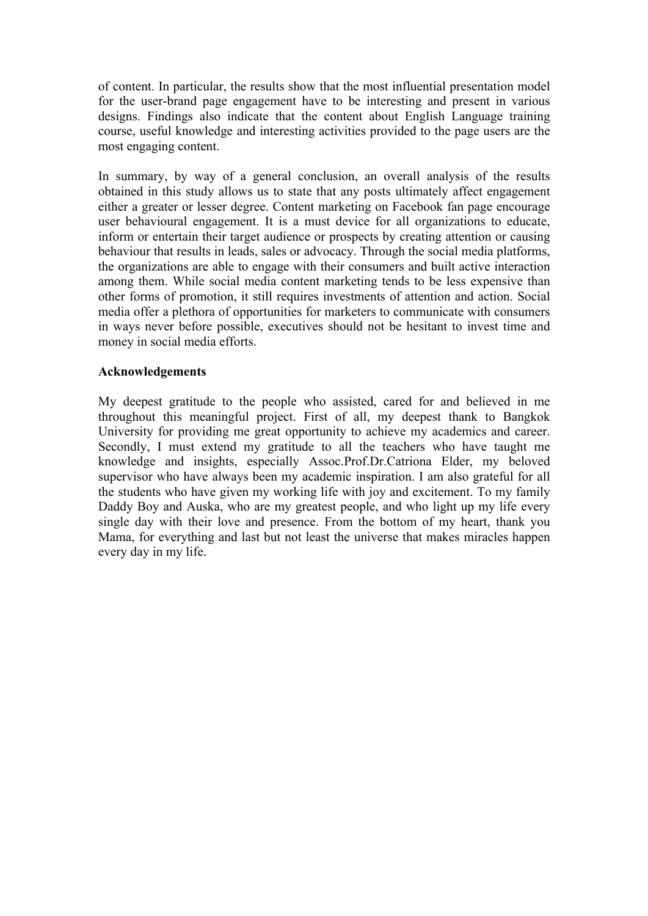of content. In particular, the results show that the most influential presentation model for the user-brand page engagement have to be interesting and present in various designs. Findings also indicate that the content about English Language training course, useful knowledge and interesting activities provided to the page users are the most engaging content.

In summary, by way of a general conclusion, an overall analysis of the results obtained in this study allows us to state that any posts ultimately affect engagement either a greater or lesser degree. Content marketing on Facebook fan page encourage user behavioural engagement. It is a must device for all organizations to educate, inform or entertain their target audience or prospects by creating attention or causing behaviour that results in leads, sales or advocacy. Through the social media platforms, the organizations are able to engage with their consumers and built active interaction among them. While social media content marketing tends to be less expensive than other forms of promotion, it still requires investments of attention and action. Social media offer a plethora of opportunities for marketers to communicate with consumers in ways never before possible, executives should not be hesitant to invest time and money in social media efforts.

**Acknowledgements**

My deepest gratitude to the people who assisted, cared for and believed in me throughout this meaningful project. First of all, my deepest thank to Bangkok University for providing me great opportunity to achieve my academics and career. Secondly, I must extend my gratitude to all the teachers who have taught me knowledge and insights, especially Assoc.Prof.Dr.Catriona Elder, my beloved supervisor who have always been my academic inspiration. I am also grateful for all the students who have given my working life with joy and excitement. To my family Daddy Boy and Auska, who are my greatest people, and who light up my life every single day with their love and presence. From the bottom of my heart, thank you Mama, for everything and last but not least the universe that makes miracles happen every day in my life.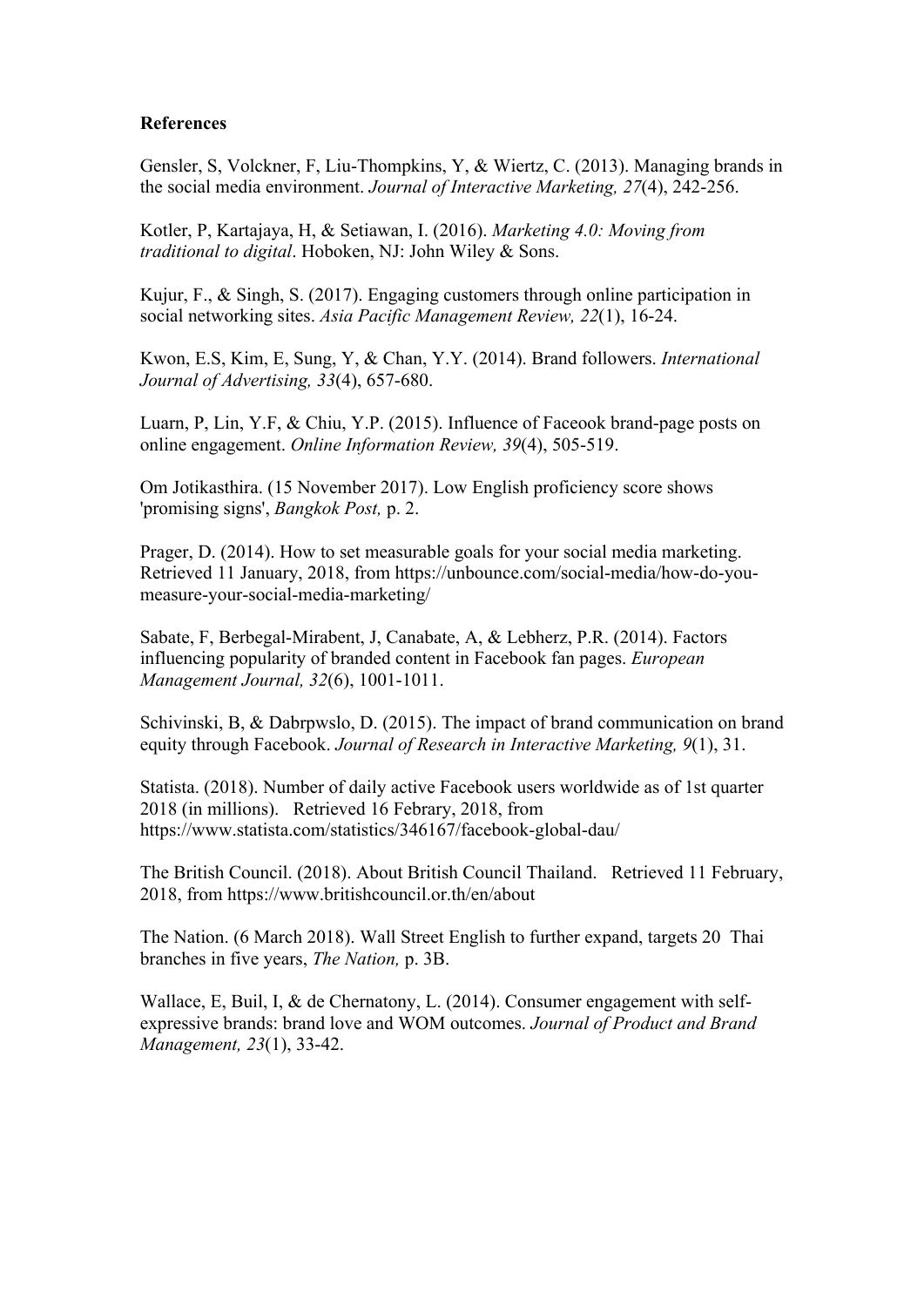**References**

Gensler, S, Volckner, F, Liu-Thompkins, Y, & Wiertz, C. (2013). Managing brands in the social media environment. *Journal of Interactive Marketing, 27*(4), 242-256.

Kotler, P, Kartajaya, H, & Setiawan, I. (2016). *Marketing 4.0: Moving from traditional to digital*. Hoboken, NJ: John Wiley & Sons.

Kujur, F., & Singh, S. (2017). Engaging customers through online participation in social networking sites. *Asia Pacific Management Review, 22*(1), 16-24.

Kwon, E.S, Kim, E, Sung, Y, & Chan, Y.Y. (2014). Brand followers. *International Journal of Advertising, 33*(4), 657-680.

Luarn, P, Lin, Y.F, & Chiu, Y.P. (2015). Influence of Faceook brand-page posts on online engagement. *Online Information Review, 39*(4), 505-519.

Om Jotikasthira. (15 November 2017). Low English proficiency score shows 'promising signs', *Bangkok Post,* p. 2.

Prager, D. (2014). How to set measurable goals for your social media marketing. Retrieved 11 January, 2018, from https://unbounce.com/social-media/how-do-you-measure-your-social-media-marketing/

Sabate, F, Berbegal-Mirabent, J, Canabate, A, & Lebherz, P.R. (2014). Factors influencing popularity of branded content in Facebook fan pages. *European Management Journal, 32*(6), 1001-1011.

Schivinski, B, & Dabrpwslo, D. (2015). The impact of brand communication on brand equity through Facebook. *Journal of Research in Interactive Marketing, 9*(1), 31.

Statista. (2018). Number of daily active Facebook users worldwide as of 1st quarter 2018 (in millions). Retrieved 16 Febrary, 2018, from https://www.statista.com/statistics/346167/facebook-global-dau/

The British Council. (2018). About British Council Thailand. Retrieved 11 February, 2018, from https://www.britishcouncil.or.th/en/about

The Nation. (6 March 2018). Wall Street English to further expand, targets 20 Thai branches in five years, *The Nation,* p. 3B.

Wallace, E, Buil, I, & de Chernatony, L. (2014). Consumer engagement with self-expressive brands: brand love and WOM outcomes. *Journal of Product and Brand Management, 23*(1), 33-42.